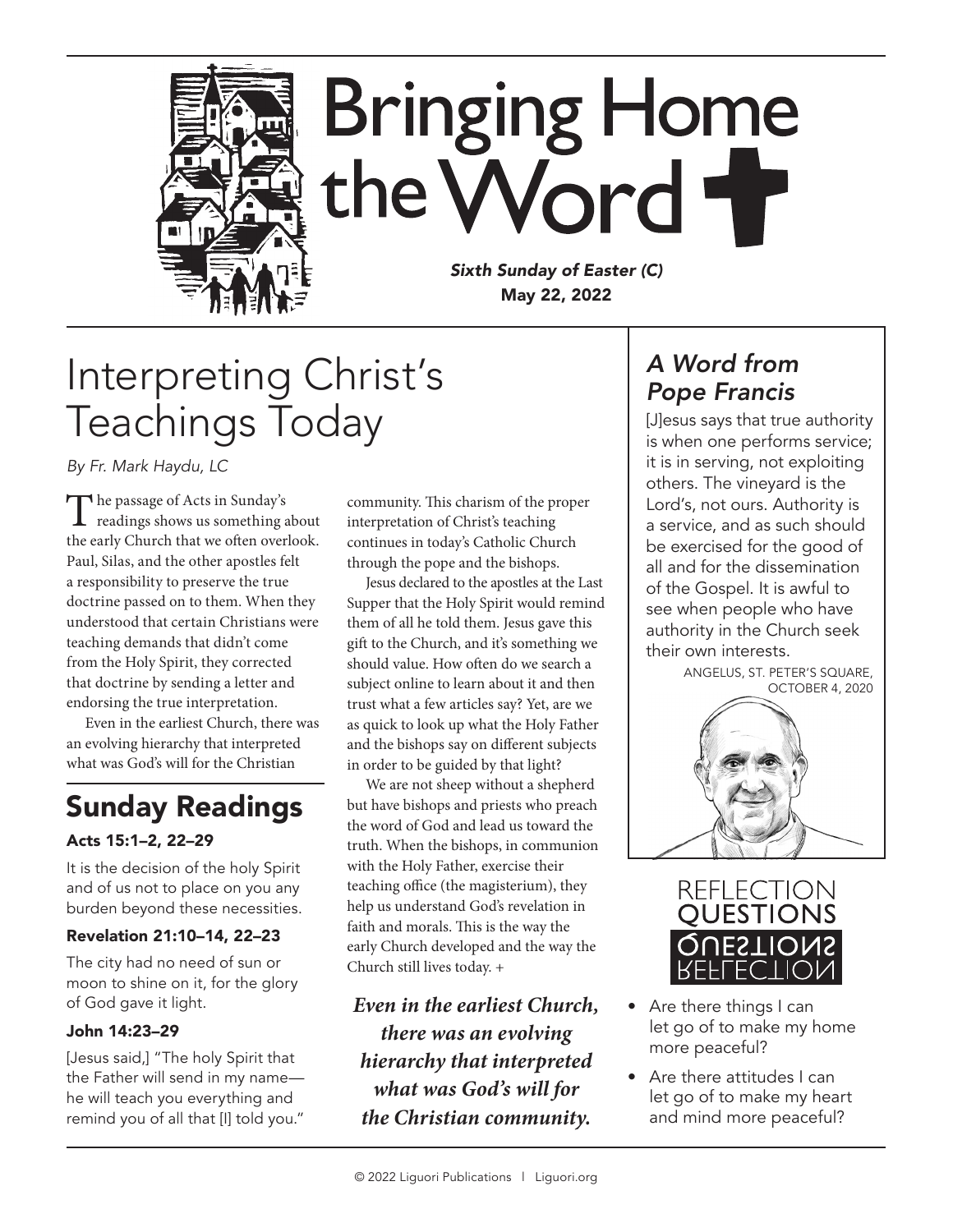# Bringing Home the Word

*Sixth Sunday of Easter (C)*
**May 22, 2022**

## Interpreting Christ's Teachings Today

*By Fr. Mark Haydu, LC*

The passage of Acts in Sunday's readings shows us something about the early Church that we often overlook. Paul, Silas, and the other apostles felt a responsibility to preserve the true doctrine passed on to them. When they understood that certain Christians were teaching demands that didn't come from the Holy Spirit, they corrected that doctrine by sending a letter and endorsing the true interpretation.

Even in the earliest Church, there was an evolving hierarchy that interpreted what was God's will for the Christian community. This charism of the proper interpretation of Christ's teaching continues in today's Catholic Church through the pope and the bishops.

Jesus declared to the apostles at the Last Supper that the Holy Spirit would remind them of all he told them. Jesus gave this gift to the Church, and it's something we should value. How often do we search a subject online to learn about it and then trust what a few articles say? Yet, are we as quick to look up what the Holy Father and the bishops say on different subjects in order to be guided by that light?

We are not sheep without a shepherd but have bishops and priests who preach the word of God and lead us toward the truth. When the bishops, in communion with the Holy Father, exercise their teaching office (the magisterium), they help us understand God's revelation in faith and morals. This is the way the early Church developed and the way the Church still lives today. +

***Even in the earliest Church, there was an evolving hierarchy that interpreted what was God's will for the Christian community.***

## Sunday Readings

### Acts 15:1–2, 22–29

It is the decision of the holy Spirit and of us not to place on you any burden beyond these necessities.

### Revelation 21:10–14, 22–23

The city had no need of sun or moon to shine on it, for the glory of God gave it light.

### John 14:23–29

[Jesus said,] "The holy Spirit that the Father will send in my name—he will teach you everything and remind you of all that [I] told you."

## *A Word from Pope Francis*

[J]esus says that true authority is when one performs service; it is in serving, not exploiting others. The vineyard is the Lord's, not ours. Authority is a service, and as such should be exercised for the good of all and for the dissemination of the Gospel. It is awful to see when people who have authority in the Church seek their own interests.

ANGELUS, ST. PETER'S SQUARE, OCTOBER 4, 2020

## Reflection Questions

- Are there things I can let go of to make my home more peaceful?
- Are there attitudes I can let go of to make my heart and mind more peaceful?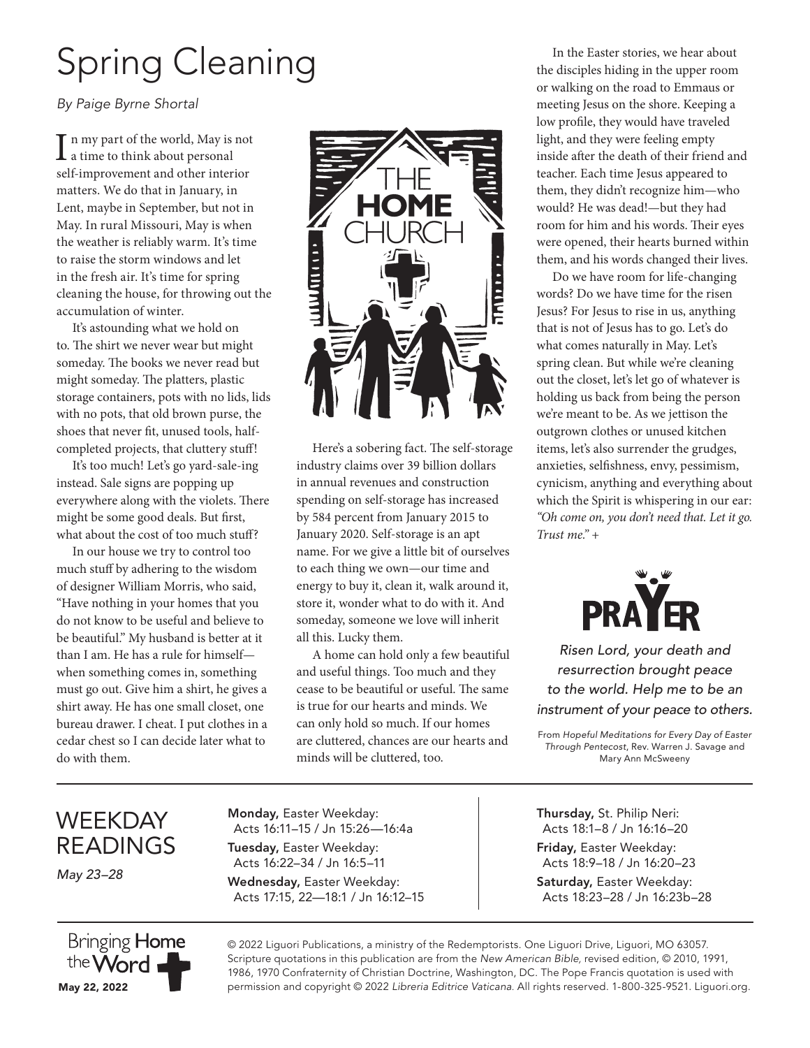# Spring Cleaning

*By Paige Byrne Shortal*

In my part of the world, May is not a time to think about personal self-improvement and other interior matters. We do that in January, in Lent, maybe in September, but not in May. In rural Missouri, May is when the weather is reliably warm. It's time to raise the storm windows and let in the fresh air. It's time for spring cleaning the house, for throwing out the accumulation of winter.

It's astounding what we hold on to. The shirt we never wear but might someday. The books we never read but might someday. The platters, plastic storage containers, pots with no lids, lids with no pots, that old brown purse, the shoes that never fit, unused tools, half-completed projects, that cluttery stuff!

It's too much! Let's go yard-sale-ing instead. Sale signs are popping up everywhere along with the violets. There might be some good deals. But first, what about the cost of too much stuff?

In our house we try to control too much stuff by adhering to the wisdom of designer William Morris, who said, "Have nothing in your homes that you do not know to be useful and believe to be beautiful." My husband is better at it than I am. He has a rule for himself—when something comes in, something must go out. Give him a shirt, he gives a shirt away. He has one small closet, one bureau drawer. I cheat. I put clothes in a cedar chest so I can decide later what to do with them.

THE HOME CHURCH

Here's a sobering fact. The self-storage industry claims over 39 billion dollars in annual revenues and construction spending on self-storage has increased by 584 percent from January 2015 to January 2020. Self-storage is an apt name. For we give a little bit of ourselves to each thing we own—our time and energy to buy it, clean it, walk around it, store it, wonder what to do with it. And someday, someone we love will inherit all this. Lucky them.

A home can hold only a few beautiful and useful things. Too much and they cease to be beautiful or useful. The same is true for our hearts and minds. We can only hold so much. If our homes are cluttered, chances are our hearts and minds will be cluttered, too.

In the Easter stories, we hear about the disciples hiding in the upper room or walking on the road to Emmaus or meeting Jesus on the shore. Keeping a low profile, they would have traveled light, and they were feeling empty inside after the death of their friend and teacher. Each time Jesus appeared to them, they didn't recognize him—who would? He was dead!—but they had room for him and his words. Their eyes were opened, their hearts burned within them, and his words changed their lives.

Do we have room for life-changing words? Do we have time for the risen Jesus? For Jesus to rise in us, anything that is not of Jesus has to go. Let's do what comes naturally in May. Let's spring clean. But while we're cleaning out the closet, let's let go of whatever is holding us back from being the person we're meant to be. As we jettison the outgrown clothes or unused kitchen items, let's also surrender the grudges, anxieties, selfishness, envy, pessimism, cynicism, anything and everything about which the Spirit is whispering in our ear: *"Oh come on, you don't need that. Let it go. Trust me."* +

## PRAYER

*Risen Lord, your death and resurrection brought peace to the world. Help me to be an instrument of your peace to others.*

From *Hopeful Meditations for Every Day of Easter Through Pentecost*, Rev. Warren J. Savage and Mary Ann McSweeny

## WEEKDAY READINGS

*May 23–28*

**Monday,** Easter Weekday: Acts 16:11–15 / Jn 15:26—16:4a

**Tuesday,** Easter Weekday: Acts 16:22–34 / Jn 16:5–11

**Wednesday,** Easter Weekday: Acts 17:15, 22—18:1 / Jn 16:12–15

**Thursday,** St. Philip Neri: Acts 18:1–8 / Jn 16:16–20

**Friday,** Easter Weekday: Acts 18:9–18 / Jn 16:20–23

**Saturday,** Easter Weekday: Acts 18:23–28 / Jn 16:23b–28

Bringing Home the Word
**May 22, 2022**

© 2022 Liguori Publications, a ministry of the Redemptorists. One Liguori Drive, Liguori, MO 63057. Scripture quotations in this publication are from the *New American Bible,* revised edition, © 2010, 1991, 1986, 1970 Confraternity of Christian Doctrine, Washington, DC. The Pope Francis quotation is used with permission and copyright © 2022 *Libreria Editrice Vaticana.* All rights reserved. 1-800-325-9521. Liguori.org.